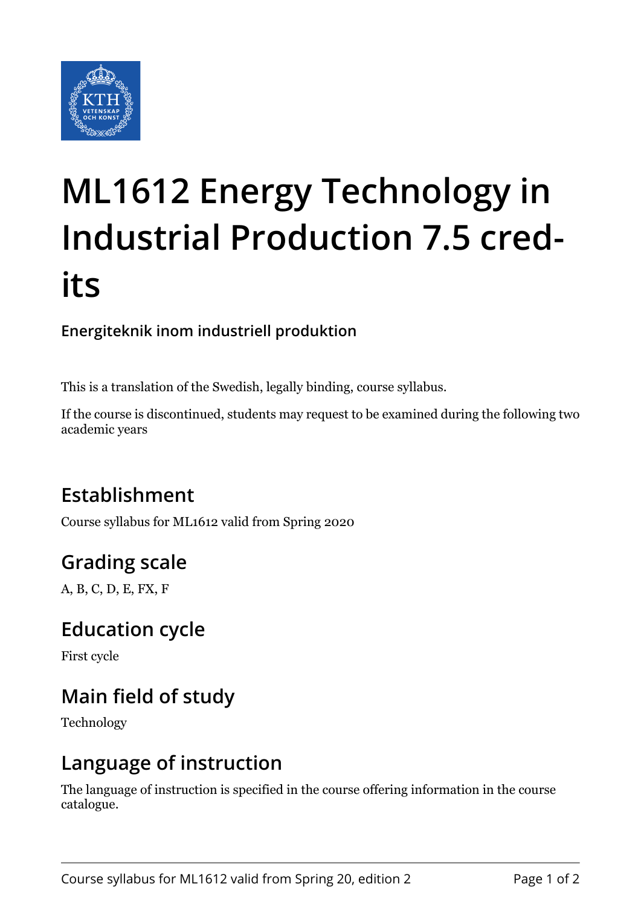# ML1612 Energy Technology in Industrial Production 7.5 credits

**Energiteknik inom industriell produktion**

This is a translation of the Swedish, legally binding, course syllabus.

If the course is discontinued, students may request to be examined during the following two academic years

## Establishment

Course syllabus for ML1612 valid from Spring 2020

## Grading scale

A, B, C, D, E, FX, F

## Education cycle

First cycle

## Main field of study

Technology

## Language of instruction

The language of instruction is specified in the course offering information in the course catalogue.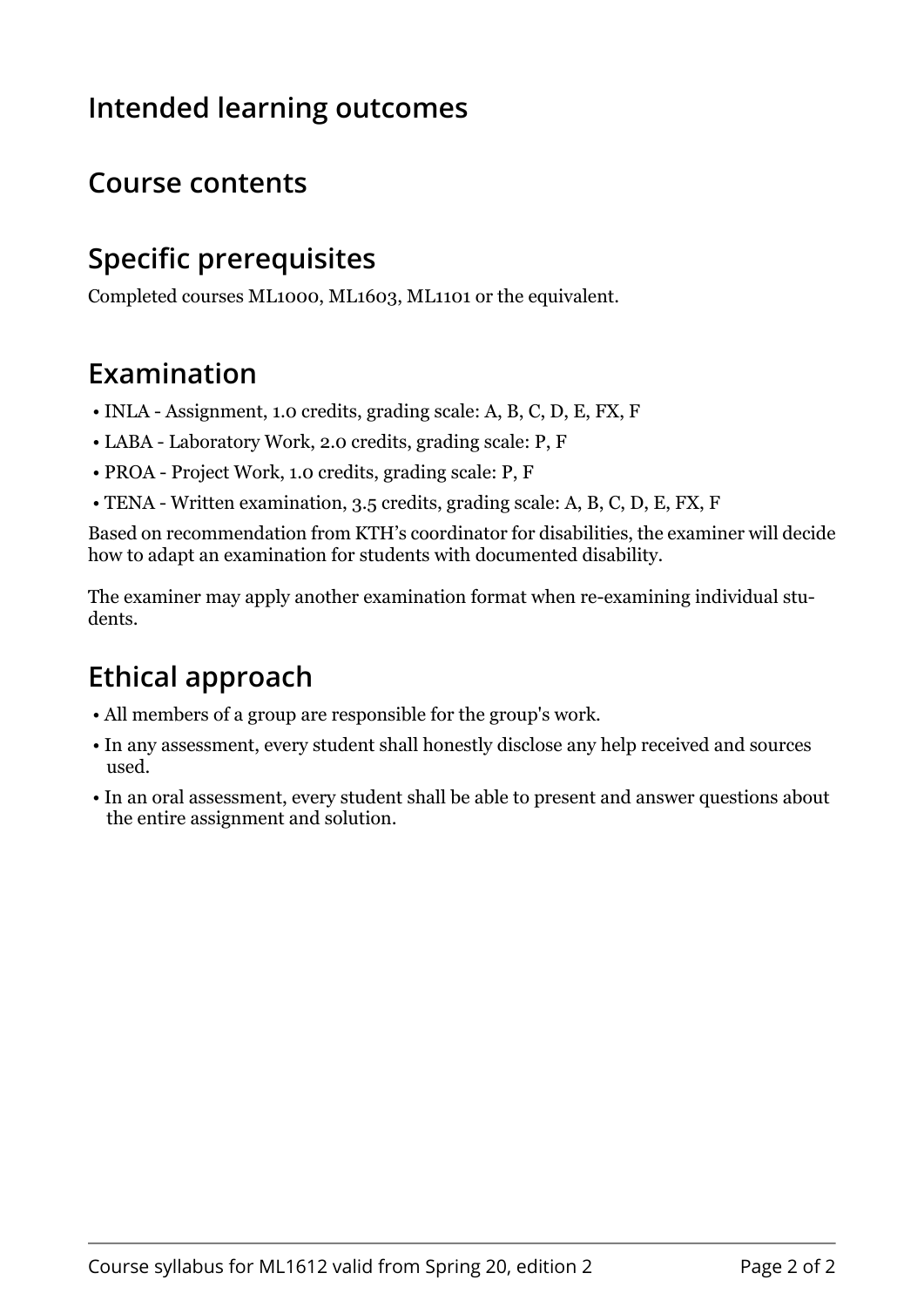## Intended learning outcomes

## Course contents

## Specific prerequisites

Completed courses ML1000, ML1603, ML1101 or the equivalent.

## Examination

- INLA - Assignment, 1.0 credits, grading scale: A, B, C, D, E, FX, F
- LABA - Laboratory Work, 2.0 credits, grading scale: P, F
- PROA - Project Work, 1.0 credits, grading scale: P, F
- TENA - Written examination, 3.5 credits, grading scale: A, B, C, D, E, FX, F

Based on recommendation from KTH's coordinator for disabilities, the examiner will decide how to adapt an examination for students with documented disability.

The examiner may apply another examination format when re-examining individual students.

## Ethical approach

- All members of a group are responsible for the group's work.
- In any assessment, every student shall honestly disclose any help received and sources used.
- In an oral assessment, every student shall be able to present and answer questions about the entire assignment and solution.